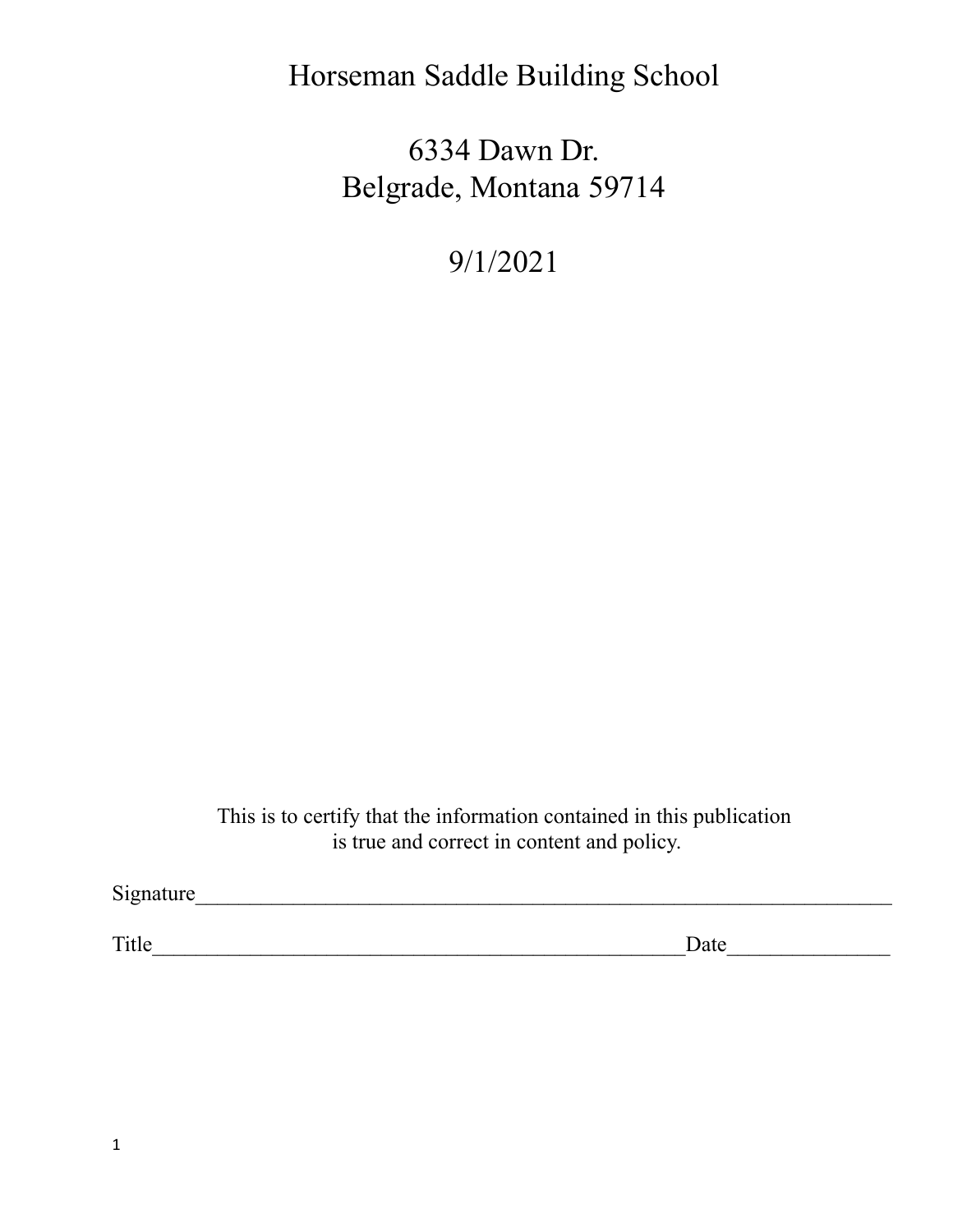# Horseman Saddle Building School

6334 Dawn Dr.
Belgrade, Montana 59714

9/1/2021

This is to certify that the information contained in this publication
is true and correct in content and policy.

Signature_______________________________________________________________

Title__________________________________________________Date_______________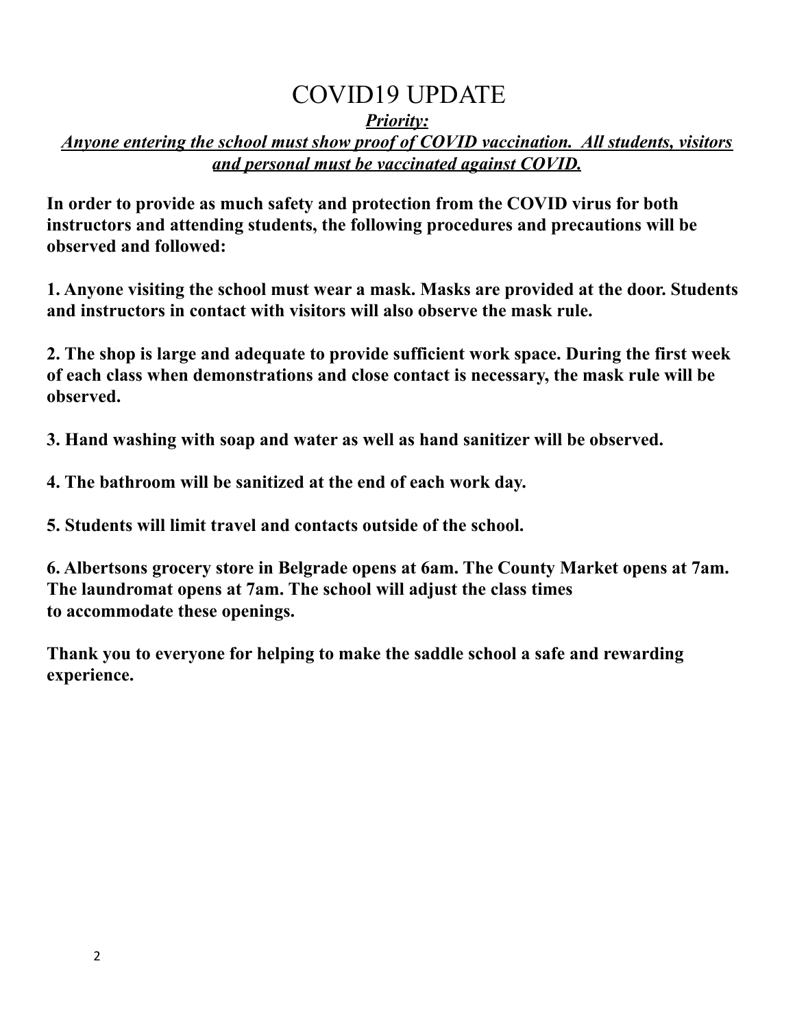# COVID19 UPDATE

***<u>Priority:</u>***

***<u>Anyone entering the school must show proof of COVID vaccination. All students, visitors and personal must be vaccinated against COVID.</u>***

**In order to provide as much safety and protection from the COVID virus for both instructors and attending students, the following procedures and precautions will be observed and followed:**

**1. Anyone visiting the school must wear a mask. Masks are provided at the door. Students and instructors in contact with visitors will also observe the mask rule.**

**2. The shop is large and adequate to provide sufficient work space. During the first week of each class when demonstrations and close contact is necessary, the mask rule will be observed.**

**3. Hand washing with soap and water as well as hand sanitizer will be observed.**

**4. The bathroom will be sanitized at the end of each work day.**

**5. Students will limit travel and contacts outside of the school.**

**6. Albertsons grocery store in Belgrade opens at 6am. The County Market opens at 7am. The laundromat opens at 7am. The school will adjust the class times to accommodate these openings.**

**Thank you to everyone for helping to make the saddle school a safe and rewarding experience.**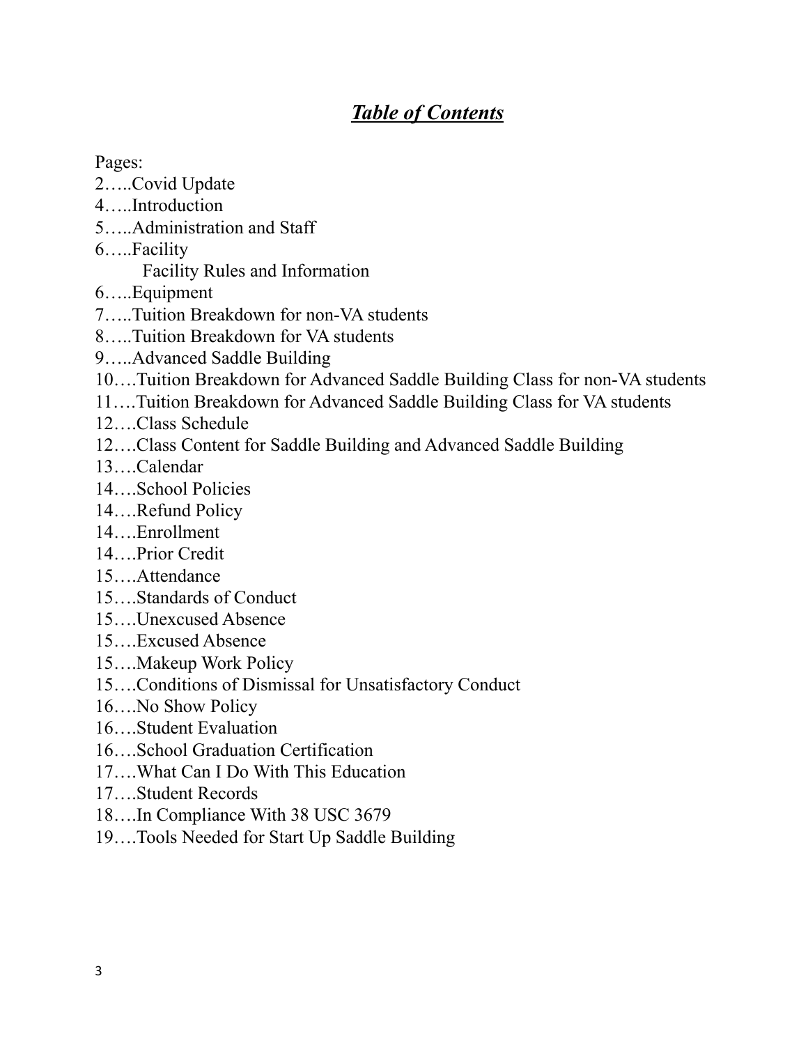# ***Table of Contents***

Pages:

2…..Covid Update  
4…..Introduction  
5…..Administration and Staff  
6…..Facility  
    Facility Rules and Information  
6…..Equipment  
7…..Tuition Breakdown for non-VA students  
8…..Tuition Breakdown for VA students  
9…..Advanced Saddle Building  
10….Tuition Breakdown for Advanced Saddle Building Class for non-VA students  
11….Tuition Breakdown for Advanced Saddle Building Class for VA students  
12….Class Schedule  
12….Class Content for Saddle Building and Advanced Saddle Building  
13….Calendar  
14….School Policies  
14….Refund Policy  
14….Enrollment  
14….Prior Credit  
15….Attendance  
15….Standards of Conduct  
15….Unexcused Absence  
15….Excused Absence  
15….Makeup Work Policy  
15….Conditions of Dismissal for Unsatisfactory Conduct  
16….No Show Policy  
16….Student Evaluation  
16….School Graduation Certification  
17….What Can I Do With This Education  
17….Student Records  
18….In Compliance With 38 USC 3679  
19….Tools Needed for Start Up Saddle Building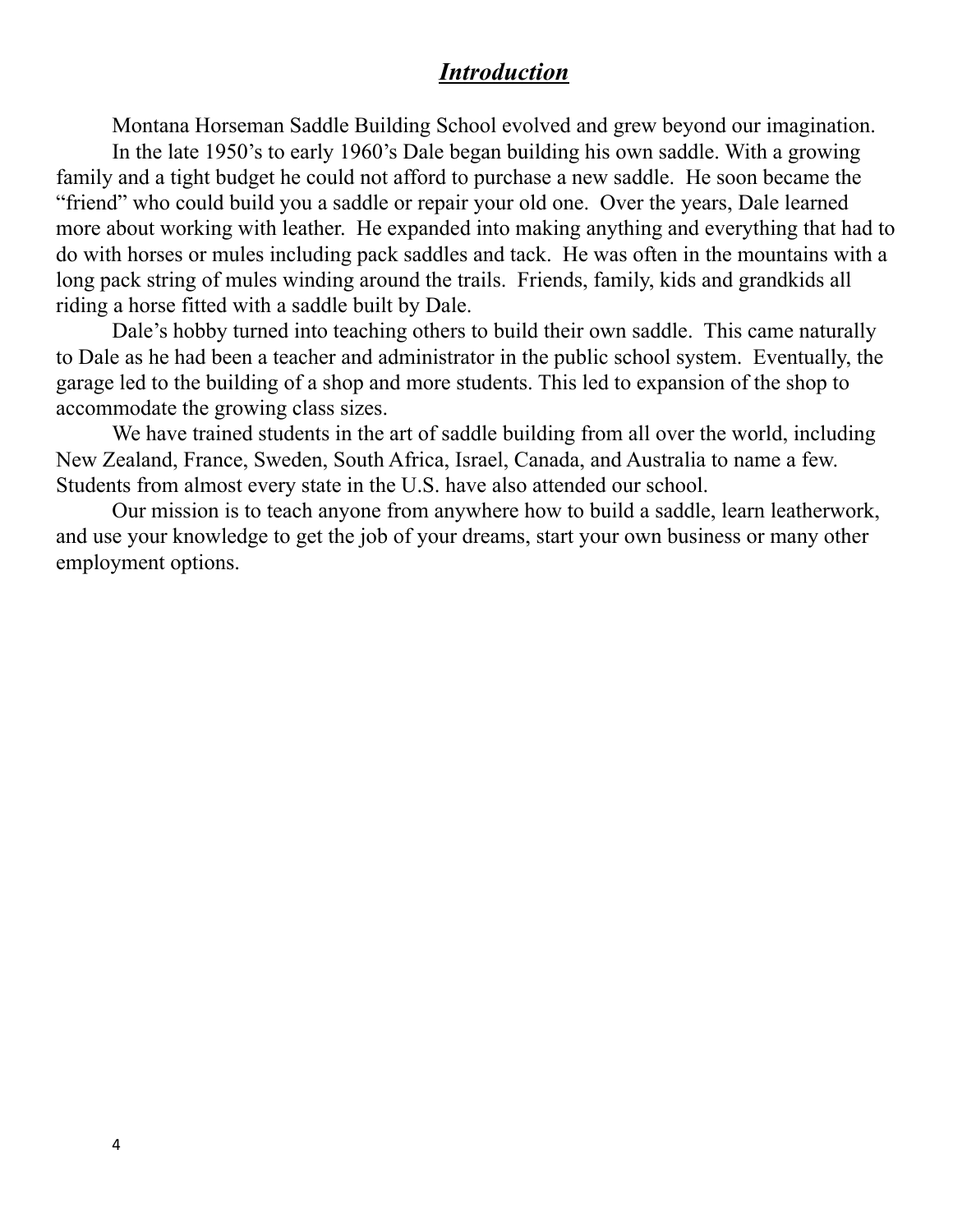## ***Introduction***

Montana Horseman Saddle Building School evolved and grew beyond our imagination.

In the late 1950's to early 1960's Dale began building his own saddle. With a growing family and a tight budget he could not afford to purchase a new saddle. He soon became the "friend" who could build you a saddle or repair your old one. Over the years, Dale learned more about working with leather. He expanded into making anything and everything that had to do with horses or mules including pack saddles and tack. He was often in the mountains with a long pack string of mules winding around the trails. Friends, family, kids and grandkids all riding a horse fitted with a saddle built by Dale.

Dale's hobby turned into teaching others to build their own saddle. This came naturally to Dale as he had been a teacher and administrator in the public school system. Eventually, the garage led to the building of a shop and more students. This led to expansion of the shop to accommodate the growing class sizes.

We have trained students in the art of saddle building from all over the world, including New Zealand, France, Sweden, South Africa, Israel, Canada, and Australia to name a few. Students from almost every state in the U.S. have also attended our school.

Our mission is to teach anyone from anywhere how to build a saddle, learn leatherwork, and use your knowledge to get the job of your dreams, start your own business or many other employment options.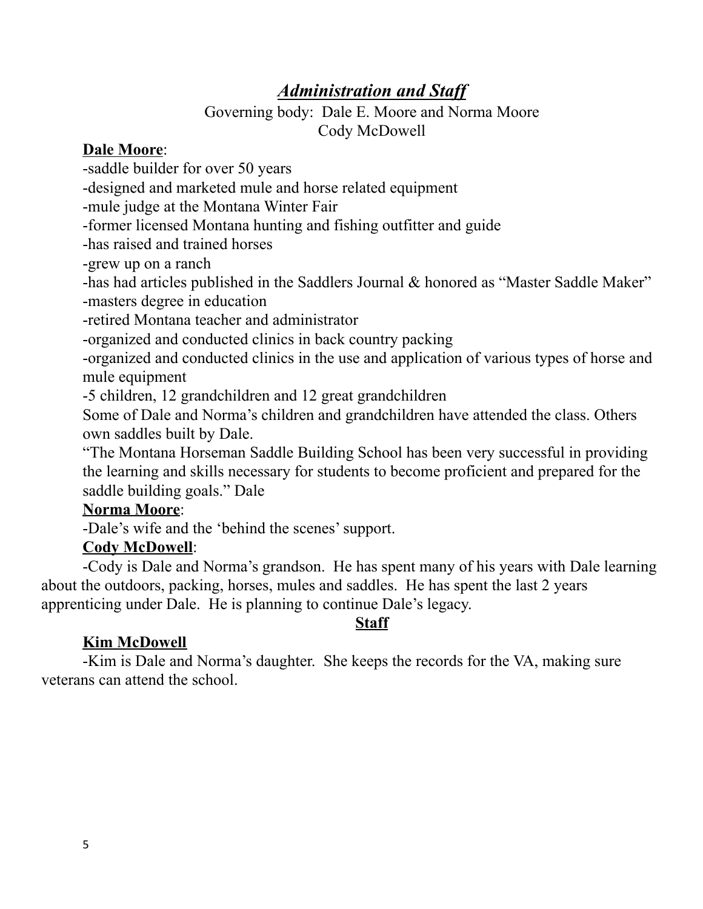## ***Administration and Staff***

Governing body: Dale E. Moore and Norma Moore
Cody McDowell

**Dale Moore**:

-saddle builder for over 50 years
-designed and marketed mule and horse related equipment
-mule judge at the Montana Winter Fair
-former licensed Montana hunting and fishing outfitter and guide
-has raised and trained horses
-grew up on a ranch
-has had articles published in the Saddlers Journal & honored as "Master Saddle Maker"
-masters degree in education
-retired Montana teacher and administrator
-organized and conducted clinics in back country packing
-organized and conducted clinics in the use and application of various types of horse and mule equipment
-5 children, 12 grandchildren and 12 great grandchildren

Some of Dale and Norma's children and grandchildren have attended the class. Others own saddles built by Dale.

"The Montana Horseman Saddle Building School has been very successful in providing the learning and skills necessary for students to become proficient and prepared for the saddle building goals." Dale

**Norma Moore**:

-Dale's wife and the 'behind the scenes' support.

**Cody McDowell**:

-Cody is Dale and Norma's grandson. He has spent many of his years with Dale learning about the outdoors, packing, horses, mules and saddles. He has spent the last 2 years apprenticing under Dale. He is planning to continue Dale's legacy.

**Staff**

**Kim McDowell**

-Kim is Dale and Norma's daughter. She keeps the records for the VA, making sure veterans can attend the school.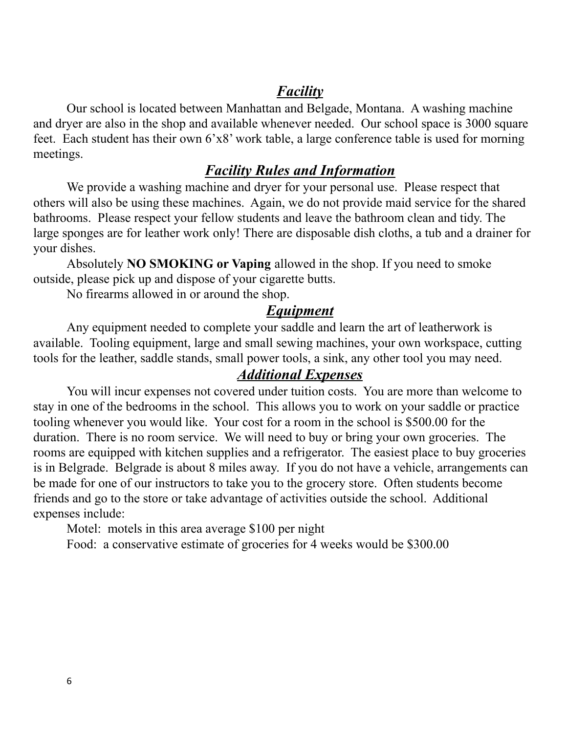## ***Facility***

Our school is located between Manhattan and Belgade, Montana. A washing machine and dryer are also in the shop and available whenever needed. Our school space is 3000 square feet. Each student has their own 6'x8' work table, a large conference table is used for morning meetings.

## ***Facility Rules and Information***

We provide a washing machine and dryer for your personal use. Please respect that others will also be using these machines. Again, we do not provide maid service for the shared bathrooms. Please respect your fellow students and leave the bathroom clean and tidy. The large sponges are for leather work only! There are disposable dish cloths, a tub and a drainer for your dishes.

Absolutely **NO SMOKING or Vaping** allowed in the shop. If you need to smoke outside, please pick up and dispose of your cigarette butts.

No firearms allowed in or around the shop.

## ***Equipment***

Any equipment needed to complete your saddle and learn the art of leatherwork is available. Tooling equipment, large and small sewing machines, your own workspace, cutting tools for the leather, saddle stands, small power tools, a sink, any other tool you may need.

## ***Additional Expenses***

You will incur expenses not covered under tuition costs. You are more than welcome to stay in one of the bedrooms in the school. This allows you to work on your saddle or practice tooling whenever you would like. Your cost for a room in the school is $500.00 for the duration. There is no room service. We will need to buy or bring your own groceries. The rooms are equipped with kitchen supplies and a refrigerator. The easiest place to buy groceries is in Belgrade. Belgrade is about 8 miles away. If you do not have a vehicle, arrangements can be made for one of our instructors to take you to the grocery store. Often students become friends and go to the store or take advantage of activities outside the school. Additional expenses include:

Motel: motels in this area average $100 per night

Food: a conservative estimate of groceries for 4 weeks would be $300.00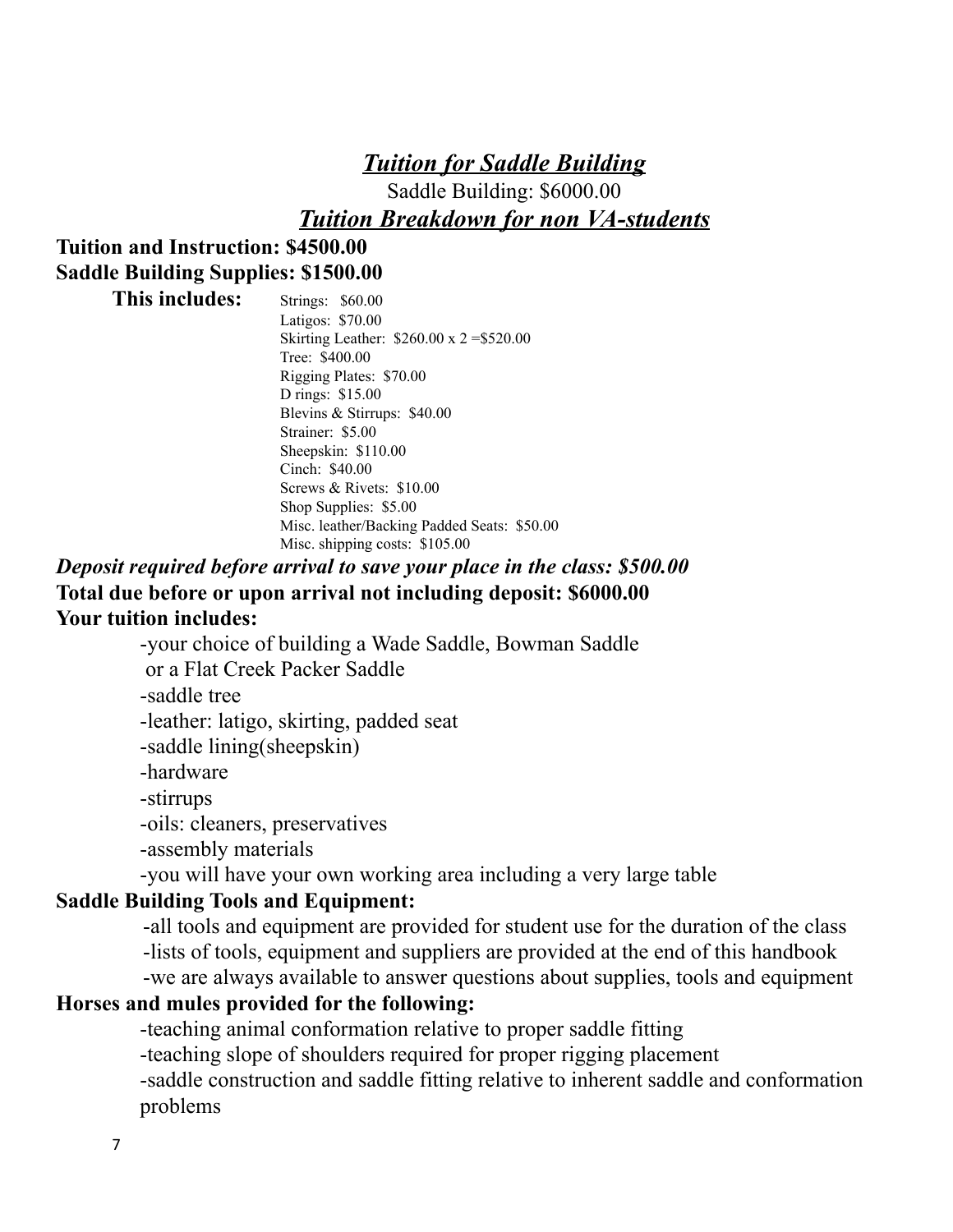## ***Tuition for Saddle Building***

Saddle Building: $6000.00

## ***Tuition Breakdown for non VA-students***

**Tuition and Instruction: $4500.00**

**Saddle Building Supplies: $1500.00**

**This includes:**

- Strings: $60.00
- Latigos: $70.00
- Skirting Leather: $260.00 x 2 =$520.00
- Tree: $400.00
- Rigging Plates: $70.00
- D rings: $15.00
- Blevins & Stirrups: $40.00
- Strainer: $5.00
- Sheepskin: $110.00
- Cinch: $40.00
- Screws & Rivets: $10.00
- Shop Supplies: $5.00
- Misc. leather/Backing Padded Seats: $50.00
- Misc. shipping costs: $105.00

***Deposit required before arrival to save your place in the class: $500.00***

**Total due before or upon arrival not including deposit: $6000.00**

**Your tuition includes:**

-your choice of building a Wade Saddle, Bowman Saddle or a Flat Creek Packer Saddle

-saddle tree

-leather: latigo, skirting, padded seat

-saddle lining(sheepskin)

-hardware

-stirrups

-oils: cleaners, preservatives

-assembly materials

-you will have your own working area including a very large table

**Saddle Building Tools and Equipment:**

-all tools and equipment are provided for student use for the duration of the class

-lists of tools, equipment and suppliers are provided at the end of this handbook

-we are always available to answer questions about supplies, tools and equipment

**Horses and mules provided for the following:**

-teaching animal conformation relative to proper saddle fitting

-teaching slope of shoulders required for proper rigging placement

-saddle construction and saddle fitting relative to inherent saddle and conformation problems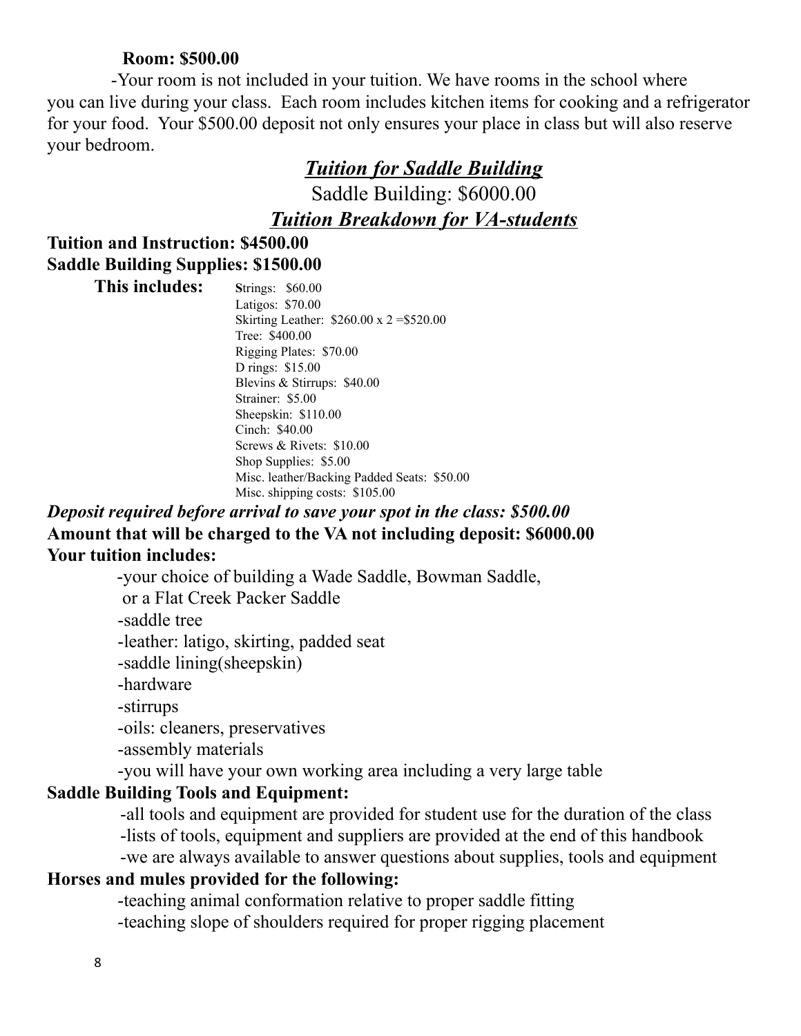**Room: $500.00**

-Your room is not included in your tuition. We have rooms in the school where you can live during your class. Each room includes kitchen items for cooking and a refrigerator for your food. Your $500.00 deposit not only ensures your place in class but will also reserve your bedroom.

## ***Tuition for Saddle Building***

Saddle Building: $6000.00

## ***Tuition Breakdown for VA-students***

**Tuition and Instruction: $4500.00**
**Saddle Building Supplies: $1500.00**

**This includes:**

Strings: $60.00
Latigos: $70.00
Skirting Leather: $260.00 x 2 =$520.00
Tree: $400.00
Rigging Plates: $70.00
D rings: $15.00
Blevins & Stirrups: $40.00
Strainer: $5.00
Sheepskin: $110.00
Cinch: $40.00
Screws & Rivets: $10.00
Shop Supplies: $5.00
Misc. leather/Backing Padded Seats: $50.00
Misc. shipping costs: $105.00

***Deposit required before arrival to save your spot in the class: $500.00***
**Amount that will be charged to the VA not including deposit: $6000.00**
**Your tuition includes:**

-your choice of building a Wade Saddle, Bowman Saddle, or a Flat Creek Packer Saddle
-saddle tree
-leather: latigo, skirting, padded seat
-saddle lining(sheepskin)
-hardware
-stirrups
-oils: cleaners, preservatives
-assembly materials
-you will have your own working area including a very large table

**Saddle Building Tools and Equipment:**

-all tools and equipment are provided for student use for the duration of the class
-lists of tools, equipment and suppliers are provided at the end of this handbook
-we are always available to answer questions about supplies, tools and equipment

**Horses and mules provided for the following:**

-teaching animal conformation relative to proper saddle fitting
-teaching slope of shoulders required for proper rigging placement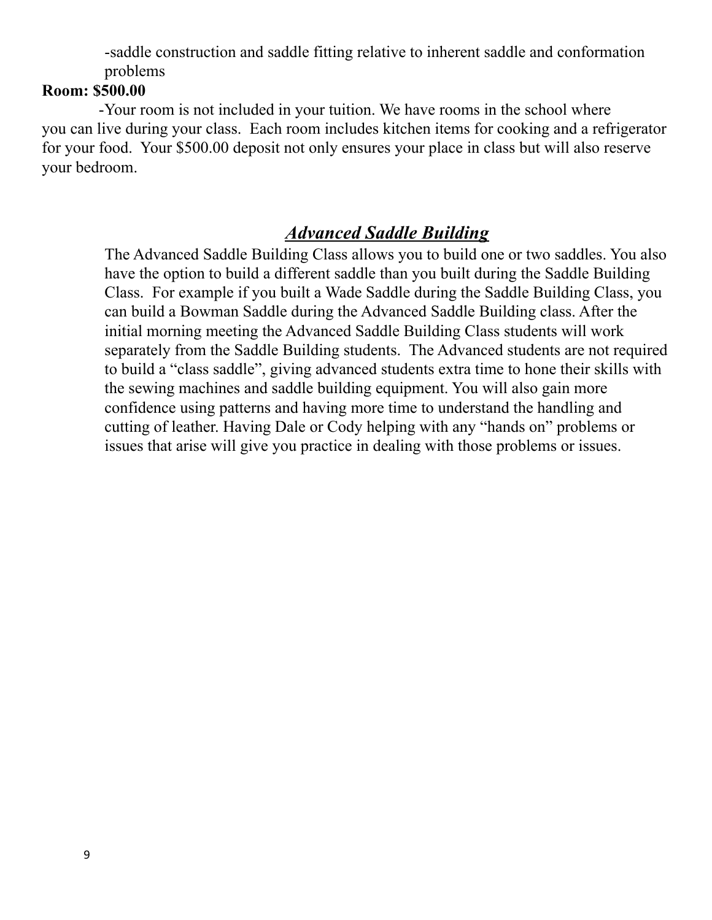-saddle construction and saddle fitting relative to inherent saddle and conformation problems

**Room: $500.00**

-Your room is not included in your tuition. We have rooms in the school where you can live during your class. Each room includes kitchen items for cooking and a refrigerator for your food. Your $500.00 deposit not only ensures your place in class but will also reserve your bedroom.

## ***Advanced Saddle Building***

The Advanced Saddle Building Class allows you to build one or two saddles. You also have the option to build a different saddle than you built during the Saddle Building Class. For example if you built a Wade Saddle during the Saddle Building Class, you can build a Bowman Saddle during the Advanced Saddle Building class. After the initial morning meeting the Advanced Saddle Building Class students will work separately from the Saddle Building students. The Advanced students are not required to build a "class saddle", giving advanced students extra time to hone their skills with the sewing machines and saddle building equipment. You will also gain more confidence using patterns and having more time to understand the handling and cutting of leather. Having Dale or Cody helping with any "hands on" problems or issues that arise will give you practice in dealing with those problems or issues.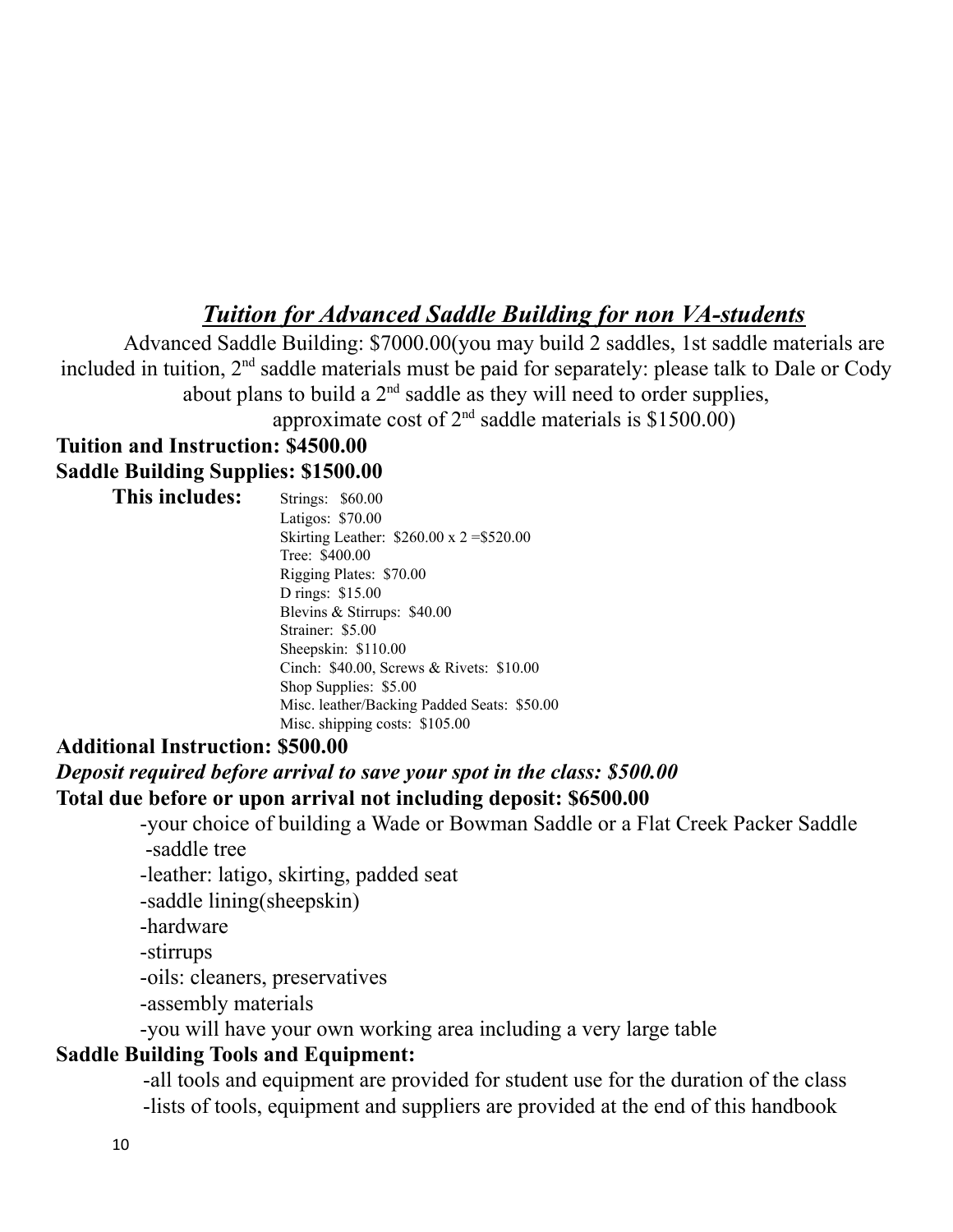## ***Tuition for Advanced Saddle Building for non VA-students***

Advanced Saddle Building: $7000.00(you may build 2 saddles, 1st saddle materials are included in tuition, 2nd saddle materials must be paid for separately: please talk to Dale or Cody about plans to build a 2nd saddle as they will need to order supplies, approximate cost of 2nd saddle materials is $1500.00)

**Tuition and Instruction: $4500.00**

**Saddle Building Supplies: $1500.00**

**This includes:**

Strings: $60.00
Latigos: $70.00
Skirting Leather: $260.00 x 2 =$520.00
Tree: $400.00
Rigging Plates: $70.00
D rings: $15.00
Blevins & Stirrups: $40.00
Strainer: $5.00
Sheepskin: $110.00
Cinch: $40.00, Screws & Rivets: $10.00
Shop Supplies: $5.00
Misc. leather/Backing Padded Seats: $50.00
Misc. shipping costs: $105.00

**Additional Instruction: $500.00**

***Deposit required before arrival to save your spot in the class: $500.00***

**Total due before or upon arrival not including deposit: $6500.00**

-your choice of building a Wade or Bowman Saddle or a Flat Creek Packer Saddle
-saddle tree
-leather: latigo, skirting, padded seat
-saddle lining(sheepskin)
-hardware
-stirrups
-oils: cleaners, preservatives
-assembly materials
-you will have your own working area including a very large table

**Saddle Building Tools and Equipment:**

-all tools and equipment are provided for student use for the duration of the class
-lists of tools, equipment and suppliers are provided at the end of this handbook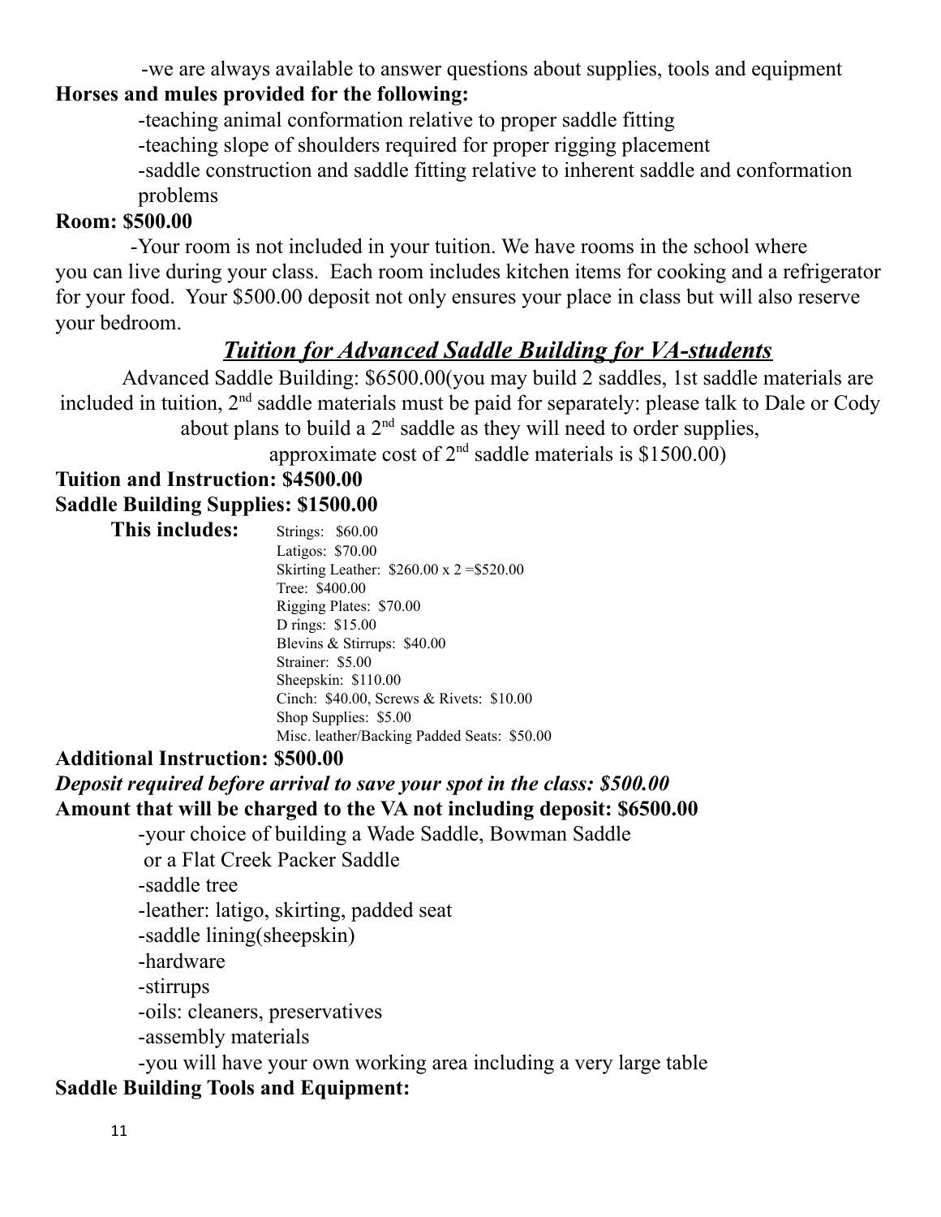-we are always available to answer questions about supplies, tools and equipment

**Horses and mules provided for the following:**

-teaching animal conformation relative to proper saddle fitting

-teaching slope of shoulders required for proper rigging placement

-saddle construction and saddle fitting relative to inherent saddle and conformation problems

**Room: $500.00**

-Your room is not included in your tuition. We have rooms in the school where you can live during your class. Each room includes kitchen items for cooking and a refrigerator for your food. Your $500.00 deposit not only ensures your place in class but will also reserve your bedroom.

## ***Tuition for Advanced Saddle Building for VA-students***

Advanced Saddle Building: $6500.00(you may build 2 saddles, 1st saddle materials are included in tuition, 2nd saddle materials must be paid for separately: please talk to Dale or Cody about plans to build a 2nd saddle as they will need to order supplies, approximate cost of 2nd saddle materials is $1500.00)

**Tuition and Instruction: $4500.00**

**Saddle Building Supplies: $1500.00**

**This includes:**

Strings: $60.00
Latigos: $70.00
Skirting Leather: $260.00 x 2 =$520.00
Tree: $400.00
Rigging Plates: $70.00
D rings: $15.00
Blevins & Stirrups: $40.00
Strainer: $5.00
Sheepskin: $110.00
Cinch: $40.00, Screws & Rivets: $10.00
Shop Supplies: $5.00
Misc. leather/Backing Padded Seats: $50.00

**Additional Instruction: $500.00**

***Deposit required before arrival to save your spot in the class: $500.00***

**Amount that will be charged to the VA not including deposit: $6500.00**

-your choice of building a Wade Saddle, Bowman Saddle or a Flat Creek Packer Saddle

-saddle tree

-leather: latigo, skirting, padded seat

-saddle lining(sheepskin)

-hardware

-stirrups

-oils: cleaners, preservatives

-assembly materials

-you will have your own working area including a very large table

**Saddle Building Tools and Equipment:**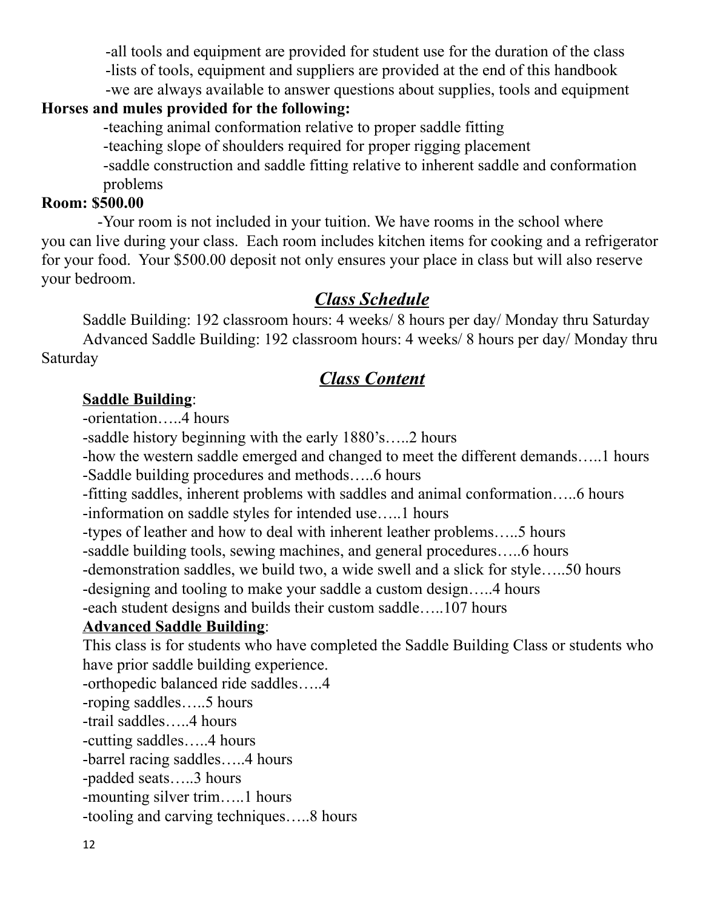-all tools and equipment are provided for student use for the duration of the class
-lists of tools, equipment and suppliers are provided at the end of this handbook
-we are always available to answer questions about supplies, tools and equipment

**Horses and mules provided for the following:**

-teaching animal conformation relative to proper saddle fitting
-teaching slope of shoulders required for proper rigging placement
-saddle construction and saddle fitting relative to inherent saddle and conformation problems

**Room: $500.00**

-Your room is not included in your tuition. We have rooms in the school where you can live during your class. Each room includes kitchen items for cooking and a refrigerator for your food. Your $500.00 deposit not only ensures your place in class but will also reserve your bedroom.

## ***Class Schedule***

Saddle Building: 192 classroom hours: 4 weeks/ 8 hours per day/ Monday thru Saturday
Advanced Saddle Building: 192 classroom hours: 4 weeks/ 8 hours per day/ Monday thru Saturday

## ***Class Content***

**Saddle Building**:

-orientation…..4 hours
-saddle history beginning with the early 1880's…..2 hours
-how the western saddle emerged and changed to meet the different demands…..1 hours
-Saddle building procedures and methods…..6 hours
-fitting saddles, inherent problems with saddles and animal conformation…..6 hours
-information on saddle styles for intended use…..1 hours
-types of leather and how to deal with inherent leather problems…..5 hours
-saddle building tools, sewing machines, and general procedures…..6 hours
-demonstration saddles, we build two, a wide swell and a slick for style…..50 hours
-designing and tooling to make your saddle a custom design…..4 hours
-each student designs and builds their custom saddle…..107 hours

**Advanced Saddle Building**:

This class is for students who have completed the Saddle Building Class or students who have prior saddle building experience.

-orthopedic balanced ride saddles…..4
-roping saddles…..5 hours
-trail saddles…..4 hours
-cutting saddles…..4 hours
-barrel racing saddles…..4 hours
-padded seats…..3 hours
-mounting silver trim…..1 hours
-tooling and carving techniques…..8 hours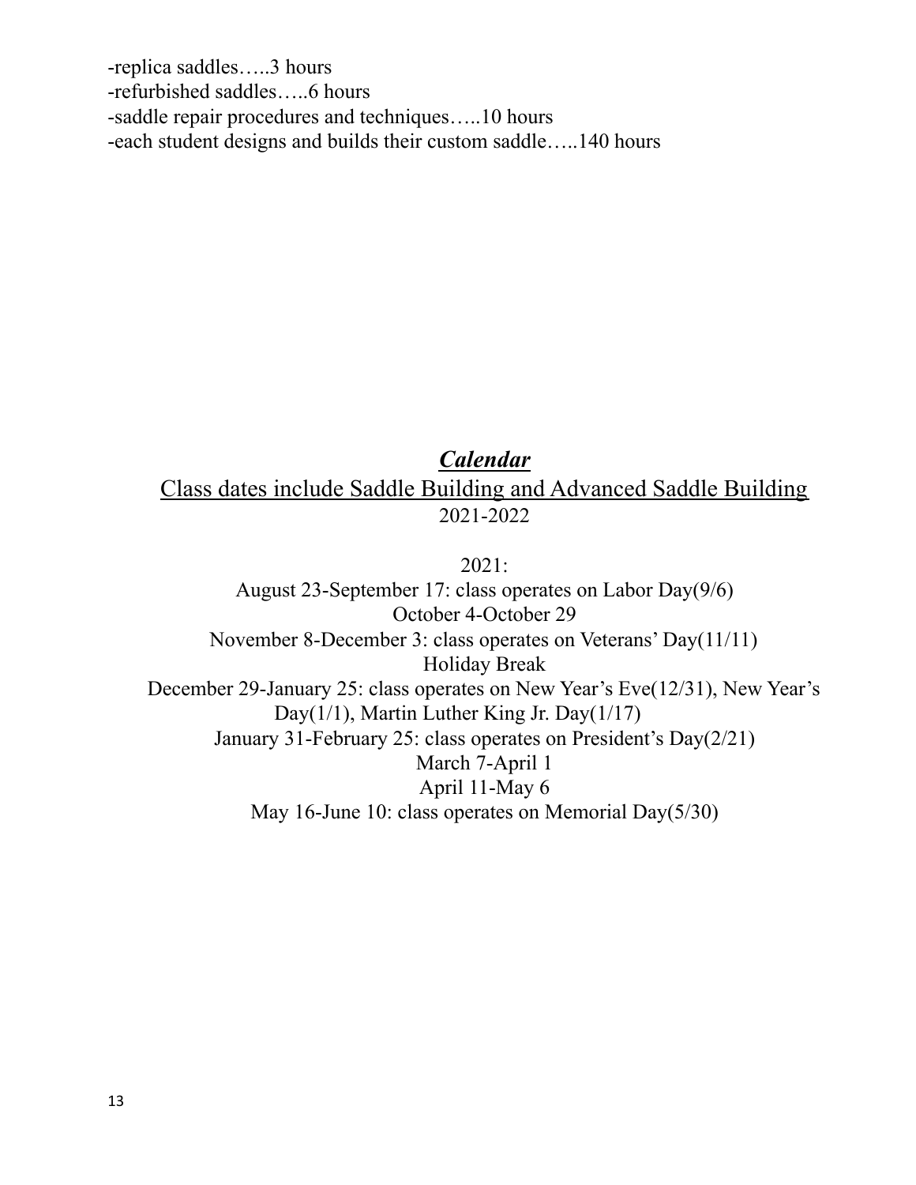-replica saddles…..3 hours
-refurbished saddles…..6 hours
-saddle repair procedures and techniques…..10 hours
-each student designs and builds their custom saddle…..140 hours

## ***Calendar***

Class dates include Saddle Building and Advanced Saddle Building

2021-2022

2021:

August 23-September 17: class operates on Labor Day(9/6)

October 4-October 29

November 8-December 3: class operates on Veterans' Day(11/11)

Holiday Break

December 29-January 25: class operates on New Year's Eve(12/31), New Year's Day(1/1), Martin Luther King Jr. Day(1/17)

January 31-February 25: class operates on President's Day(2/21)

March 7-April 1

April 11-May 6

May 16-June 10: class operates on Memorial Day(5/30)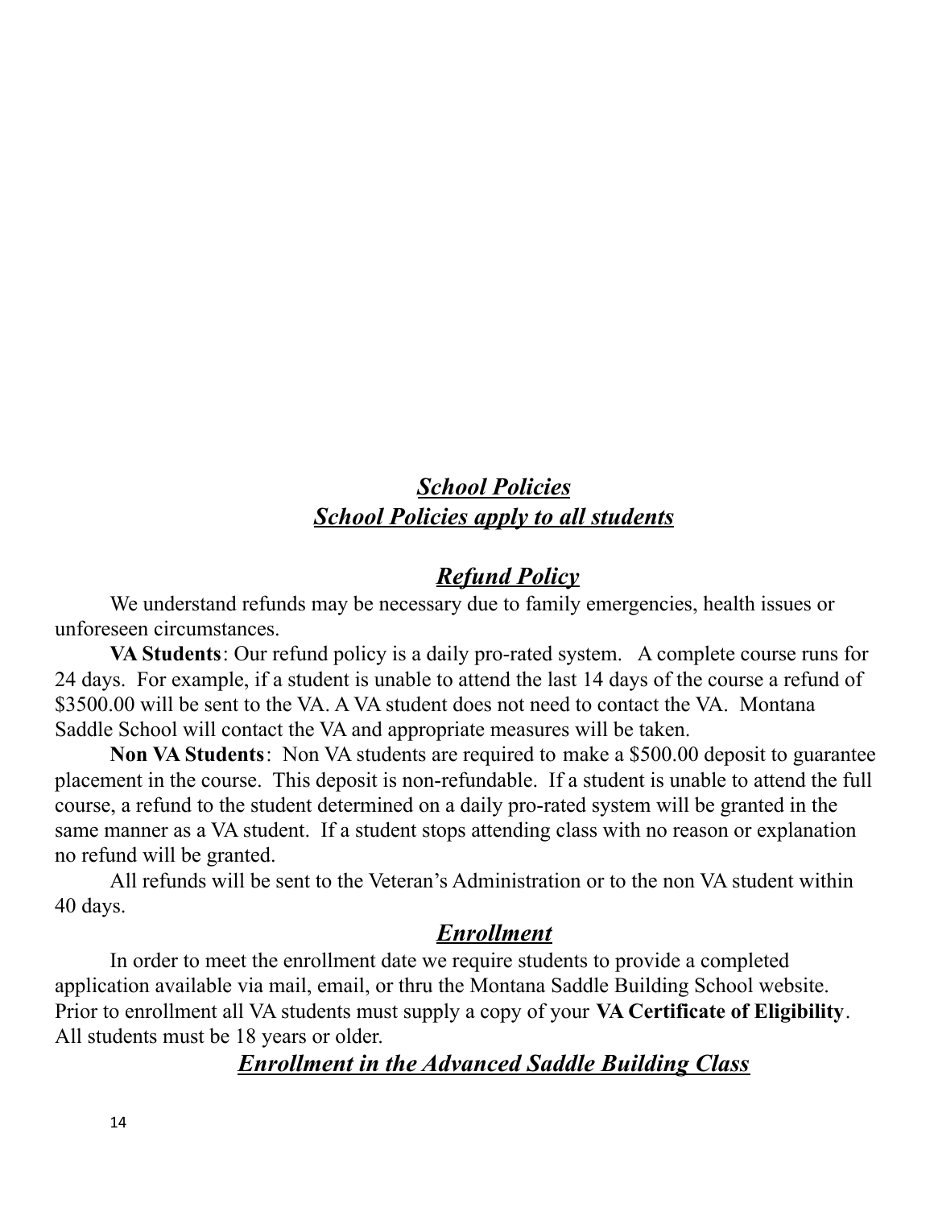## *School Policies*
## *School Policies apply to all students*

### *Refund Policy*

We understand refunds may be necessary due to family emergencies, health issues or unforeseen circumstances.

**VA Students**: Our refund policy is a daily pro-rated system. A complete course runs for 24 days. For example, if a student is unable to attend the last 14 days of the course a refund of $3500.00 will be sent to the VA. A VA student does not need to contact the VA. Montana Saddle School will contact the VA and appropriate measures will be taken.

**Non VA Students**: Non VA students are required to make a $500.00 deposit to guarantee placement in the course. This deposit is non-refundable. If a student is unable to attend the full course, a refund to the student determined on a daily pro-rated system will be granted in the same manner as a VA student. If a student stops attending class with no reason or explanation no refund will be granted.

All refunds will be sent to the Veteran's Administration or to the non VA student within 40 days.

### *Enrollment*

In order to meet the enrollment date we require students to provide a completed application available via mail, email, or thru the Montana Saddle Building School website. Prior to enrollment all VA students must supply a copy of your **VA Certificate of Eligibility**. All students must be 18 years or older.

### *Enrollment in the Advanced Saddle Building Class*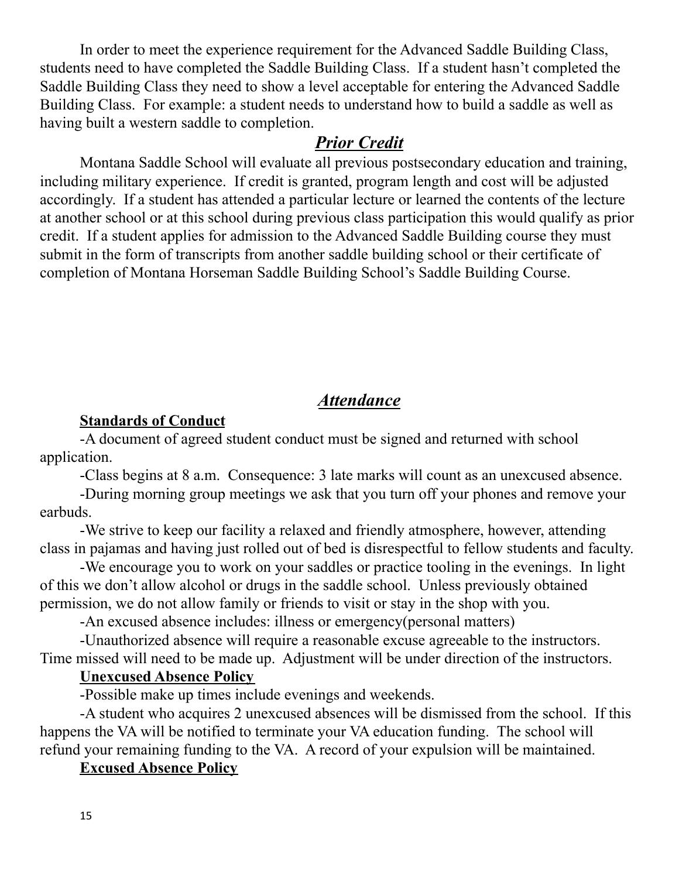In order to meet the experience requirement for the Advanced Saddle Building Class, students need to have completed the Saddle Building Class. If a student hasn't completed the Saddle Building Class they need to show a level acceptable for entering the Advanced Saddle Building Class. For example: a student needs to understand how to build a saddle as well as having built a western saddle to completion.

## ***Prior Credit***

Montana Saddle School will evaluate all previous postsecondary education and training, including military experience. If credit is granted, program length and cost will be adjusted accordingly. If a student has attended a particular lecture or learned the contents of the lecture at another school or at this school during previous class participation this would qualify as prior credit. If a student applies for admission to the Advanced Saddle Building course they must submit in the form of transcripts from another saddle building school or their certificate of completion of Montana Horseman Saddle Building School's Saddle Building Course.

## ***Attendance***

### **Standards of Conduct**

-A document of agreed student conduct must be signed and returned with school application.

-Class begins at 8 a.m. Consequence: 3 late marks will count as an unexcused absence.

-During morning group meetings we ask that you turn off your phones and remove your earbuds.

-We strive to keep our facility a relaxed and friendly atmosphere, however, attending class in pajamas and having just rolled out of bed is disrespectful to fellow students and faculty.

-We encourage you to work on your saddles or practice tooling in the evenings. In light of this we don't allow alcohol or drugs in the saddle school. Unless previously obtained permission, we do not allow family or friends to visit or stay in the shop with you.

-An excused absence includes: illness or emergency(personal matters)

-Unauthorized absence will require a reasonable excuse agreeable to the instructors. Time missed will need to be made up. Adjustment will be under direction of the instructors.

### **Unexcused Absence Policy**

-Possible make up times include evenings and weekends.

-A student who acquires 2 unexcused absences will be dismissed from the school. If this happens the VA will be notified to terminate your VA education funding. The school will refund your remaining funding to the VA. A record of your expulsion will be maintained.

### **Excused Absence Policy**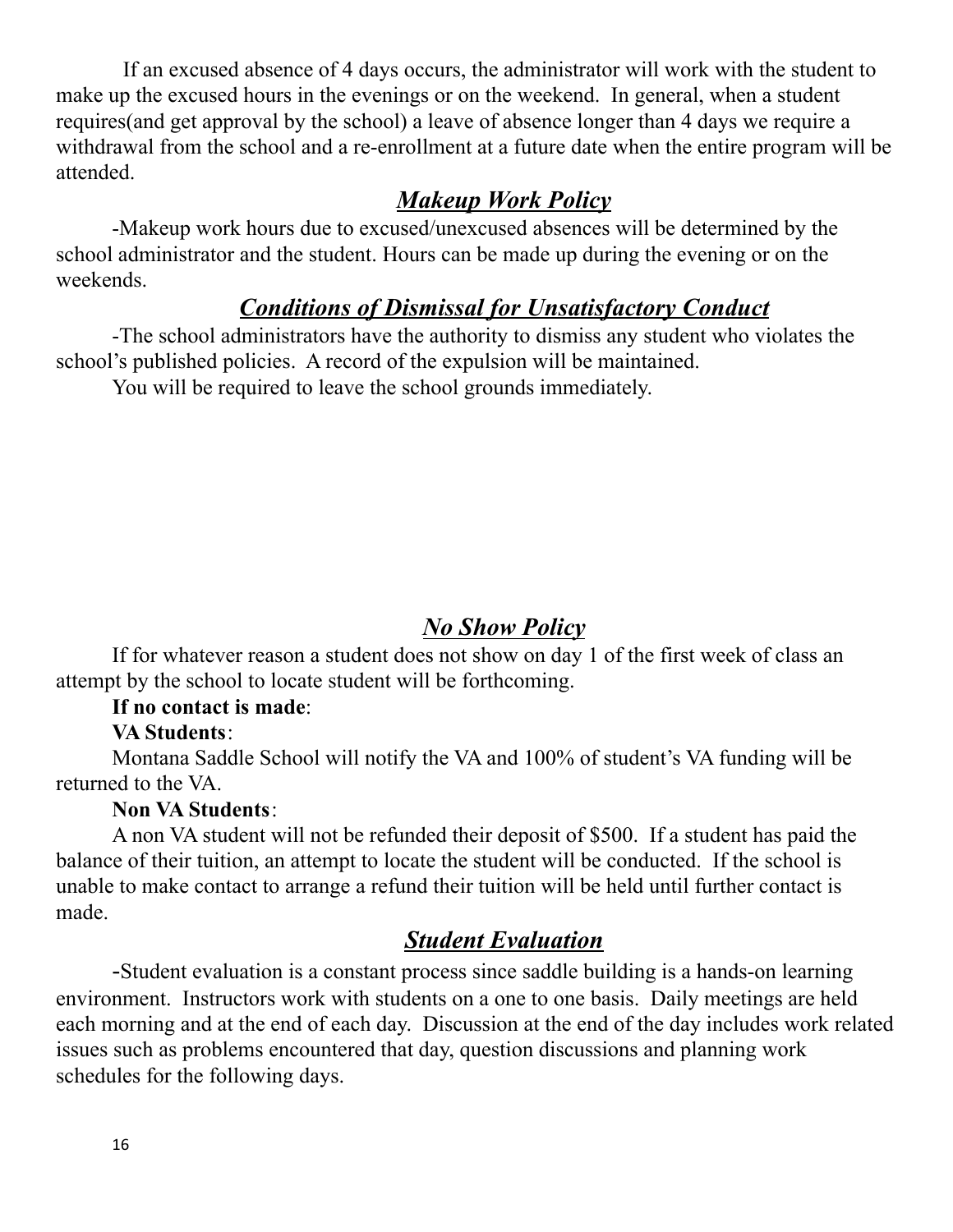If an excused absence of 4 days occurs, the administrator will work with the student to make up the excused hours in the evenings or on the weekend. In general, when a student requires(and get approval by the school) a leave of absence longer than 4 days we require a withdrawal from the school and a re-enrollment at a future date when the entire program will be attended.

## ***Makeup Work Policy***

-Makeup work hours due to excused/unexcused absences will be determined by the school administrator and the student. Hours can be made up during the evening or on the weekends.

## ***Conditions of Dismissal for Unsatisfactory Conduct***

-The school administrators have the authority to dismiss any student who violates the school's published policies. A record of the expulsion will be maintained.

You will be required to leave the school grounds immediately.

## ***No Show Policy***

If for whatever reason a student does not show on day 1 of the first week of class an attempt by the school to locate student will be forthcoming.

**If no contact is made**:

**VA Students**:

Montana Saddle School will notify the VA and 100% of student's VA funding will be returned to the VA.

**Non VA Students**:

A non VA student will not be refunded their deposit of $500. If a student has paid the balance of their tuition, an attempt to locate the student will be conducted. If the school is unable to make contact to arrange a refund their tuition will be held until further contact is made.

## ***Student Evaluation***

-Student evaluation is a constant process since saddle building is a hands-on learning environment. Instructors work with students on a one to one basis. Daily meetings are held each morning and at the end of each day. Discussion at the end of the day includes work related issues such as problems encountered that day, question discussions and planning work schedules for the following days.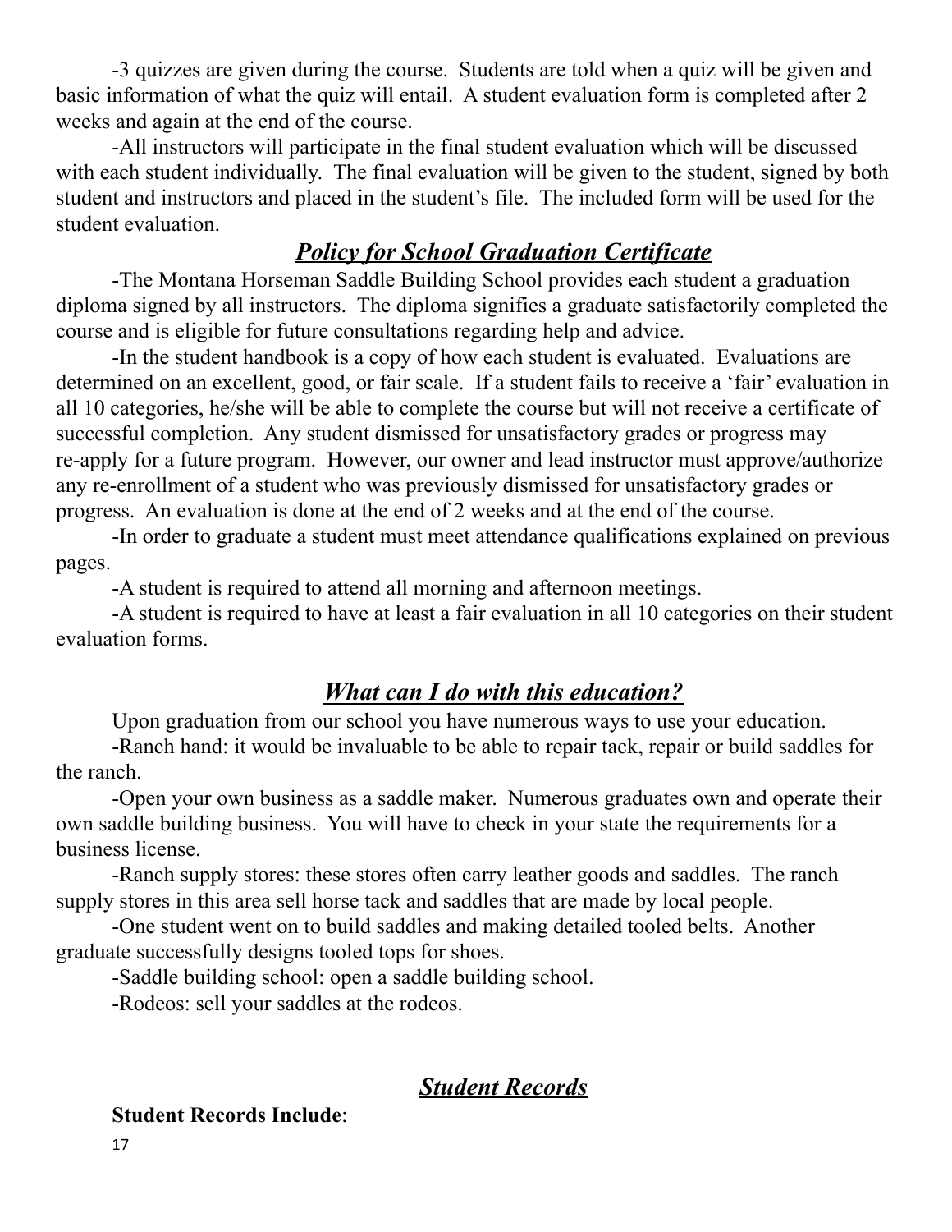-3 quizzes are given during the course. Students are told when a quiz will be given and basic information of what the quiz will entail. A student evaluation form is completed after 2 weeks and again at the end of the course.

-All instructors will participate in the final student evaluation which will be discussed with each student individually. The final evaluation will be given to the student, signed by both student and instructors and placed in the student's file. The included form will be used for the student evaluation.

## ***Policy for School Graduation Certificate***

-The Montana Horseman Saddle Building School provides each student a graduation diploma signed by all instructors. The diploma signifies a graduate satisfactorily completed the course and is eligible for future consultations regarding help and advice.

-In the student handbook is a copy of how each student is evaluated. Evaluations are determined on an excellent, good, or fair scale. If a student fails to receive a 'fair' evaluation in all 10 categories, he/she will be able to complete the course but will not receive a certificate of successful completion. Any student dismissed for unsatisfactory grades or progress may re-apply for a future program. However, our owner and lead instructor must approve/authorize any re-enrollment of a student who was previously dismissed for unsatisfactory grades or progress. An evaluation is done at the end of 2 weeks and at the end of the course.

-In order to graduate a student must meet attendance qualifications explained on previous pages.

-A student is required to attend all morning and afternoon meetings.

-A student is required to have at least a fair evaluation in all 10 categories on their student evaluation forms.

## ***What can I do with this education?***

Upon graduation from our school you have numerous ways to use your education.

-Ranch hand: it would be invaluable to be able to repair tack, repair or build saddles for the ranch.

-Open your own business as a saddle maker. Numerous graduates own and operate their own saddle building business. You will have to check in your state the requirements for a business license.

-Ranch supply stores: these stores often carry leather goods and saddles. The ranch supply stores in this area sell horse tack and saddles that are made by local people.

-One student went on to build saddles and making detailed tooled belts. Another graduate successfully designs tooled tops for shoes.

-Saddle building school: open a saddle building school.

-Rodeos: sell your saddles at the rodeos.

## ***Student Records***

**Student Records Include**: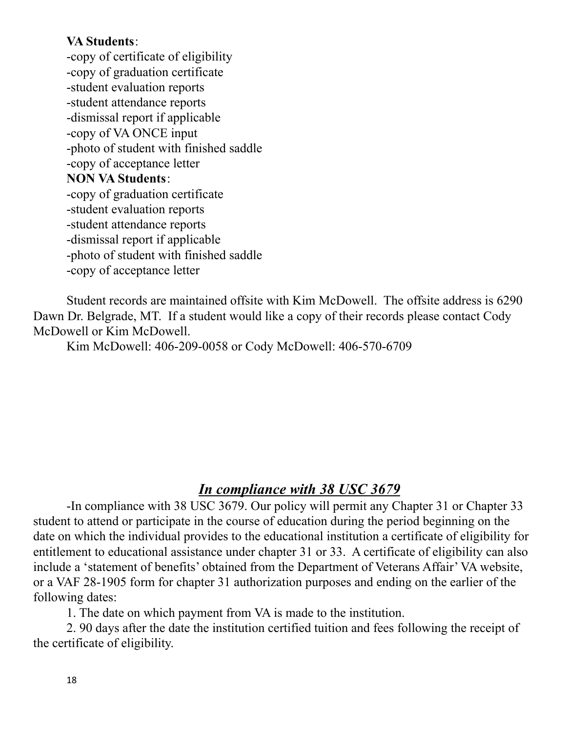**VA Students**:

-copy of certificate of eligibility
-copy of graduation certificate
-student evaluation reports
-student attendance reports
-dismissal report if applicable
-copy of VA ONCE input
-photo of student with finished saddle
-copy of acceptance letter

**NON VA Students**:

-copy of graduation certificate
-student evaluation reports
-student attendance reports
-dismissal report if applicable
-photo of student with finished saddle
-copy of acceptance letter

Student records are maintained offsite with Kim McDowell. The offsite address is 6290 Dawn Dr. Belgrade, MT. If a student would like a copy of their records please contact Cody McDowell or Kim McDowell.

Kim McDowell: 406-209-0058 or Cody McDowell: 406-570-6709

## ***In compliance with 38 USC 3679***

-In compliance with 38 USC 3679. Our policy will permit any Chapter 31 or Chapter 33 student to attend or participate in the course of education during the period beginning on the date on which the individual provides to the educational institution a certificate of eligibility for entitlement to educational assistance under chapter 31 or 33. A certificate of eligibility can also include a 'statement of benefits' obtained from the Department of Veterans Affair' VA website, or a VAF 28-1905 form for chapter 31 authorization purposes and ending on the earlier of the following dates:

1. The date on which payment from VA is made to the institution.
2. 90 days after the date the institution certified tuition and fees following the receipt of the certificate of eligibility.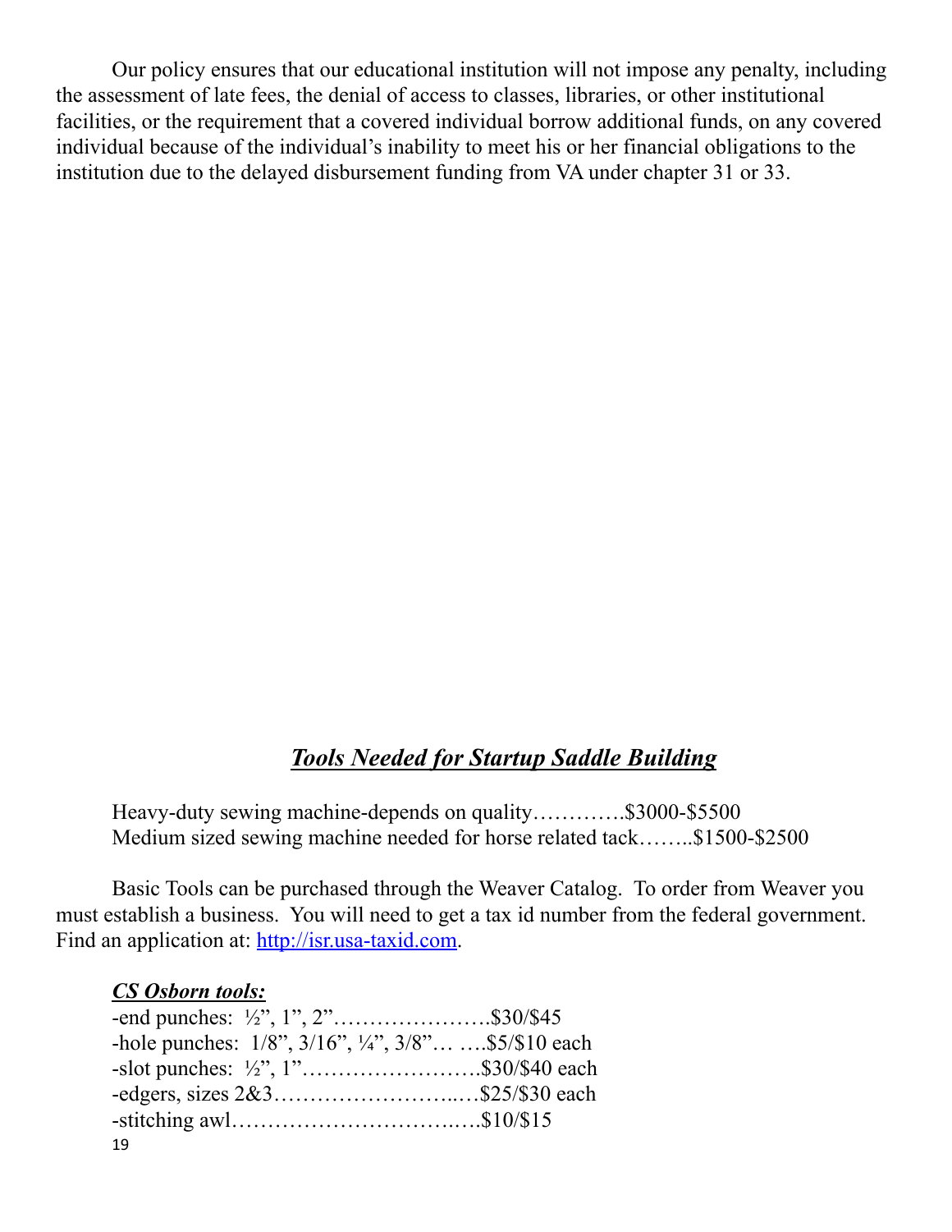Our policy ensures that our educational institution will not impose any penalty, including the assessment of late fees, the denial of access to classes, libraries, or other institutional facilities, or the requirement that a covered individual borrow additional funds, on any covered individual because of the individual's inability to meet his or her financial obligations to the institution due to the delayed disbursement funding from VA under chapter 31 or 33.

## ***Tools Needed for Startup Saddle Building***

Heavy-duty sewing machine-depends on quality………….$3000-$5500
Medium sized sewing machine needed for horse related tack……..$1500-$2500

Basic Tools can be purchased through the Weaver Catalog. To order from Weaver you must establish a business. You will need to get a tax id number from the federal government. Find an application at: [http://isr.usa-taxid.com](http://isr.usa-taxid.com).

***CS Osborn tools:***

-end punches: ½", 1", 2"………………….$30/$45
-hole punches: 1/8", 3/16", ¼", 3/8"… ….$5/$10 each
-slot punches: ½", 1"…………………….$30/$40 each
-edgers, sizes 2&3……………………..…$25/$30 each
-stitching awl…………………………..….$10/$15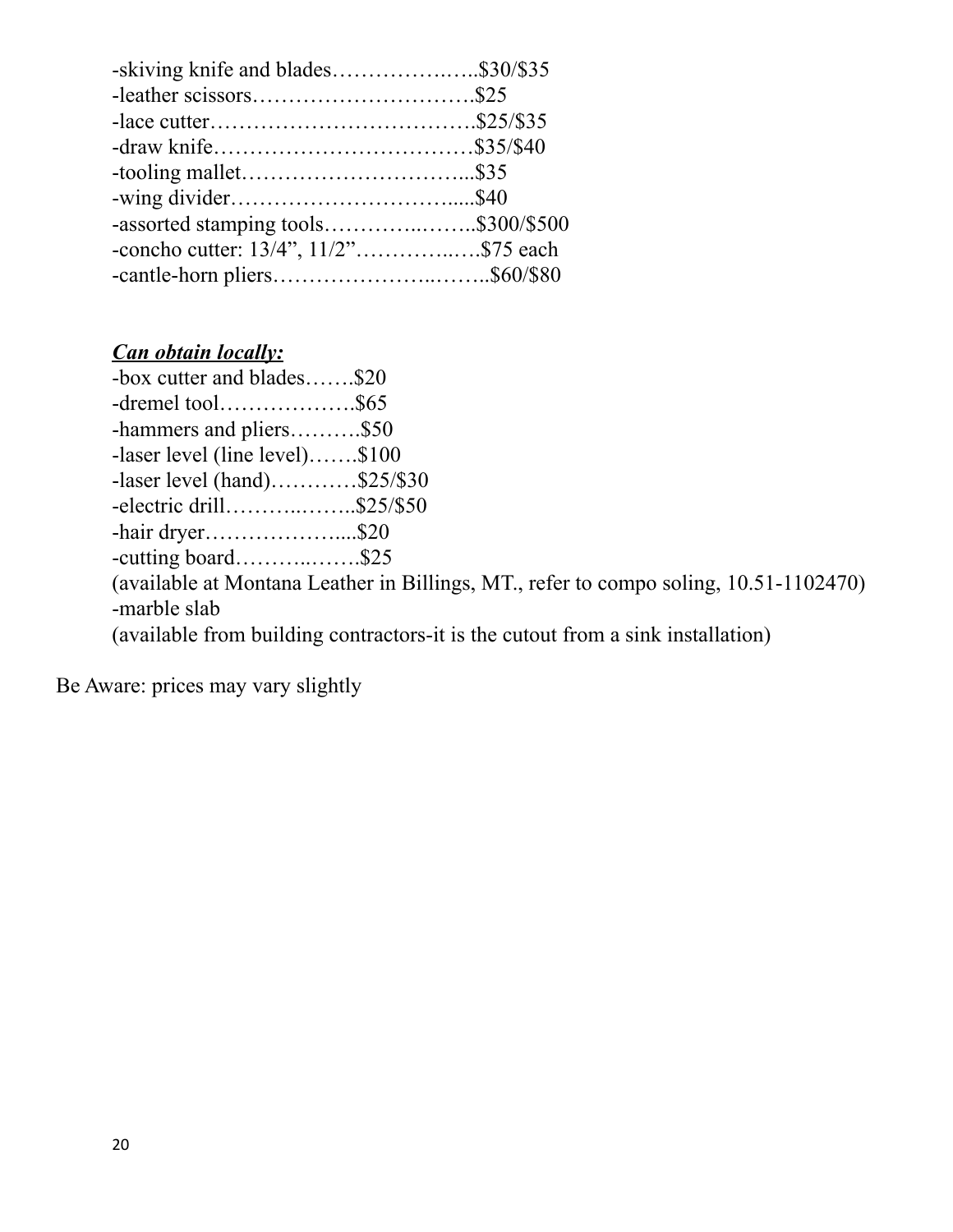-skiving knife and blades……………..…..$30/$35
-leather scissors………………………….$25
-lace cutter……………………………….$25/$35
-draw knife………………………………$35/$40
-tooling mallet…………………………...$35
-wing divider………………………….....$40
-assorted stamping tools…………..……..$300/$500
-concho cutter: 13/4", 11/2"…………..….$75 each
-cantle-horn pliers………………..……..$60/$80

***Can obtain locally:***

-box cutter and blades…….$20
-dremel tool……………….$65
-hammers and pliers……….$50
-laser level (line level)…….$100
-laser level (hand)…………$25/$30
-electric drill………..……..$25/$50
-hair dryer………………....$20
-cutting board………..…….$25
(available at Montana Leather in Billings, MT., refer to compo soling, 10.51-1102470)
-marble slab
(available from building contractors-it is the cutout from a sink installation)

Be Aware: prices may vary slightly